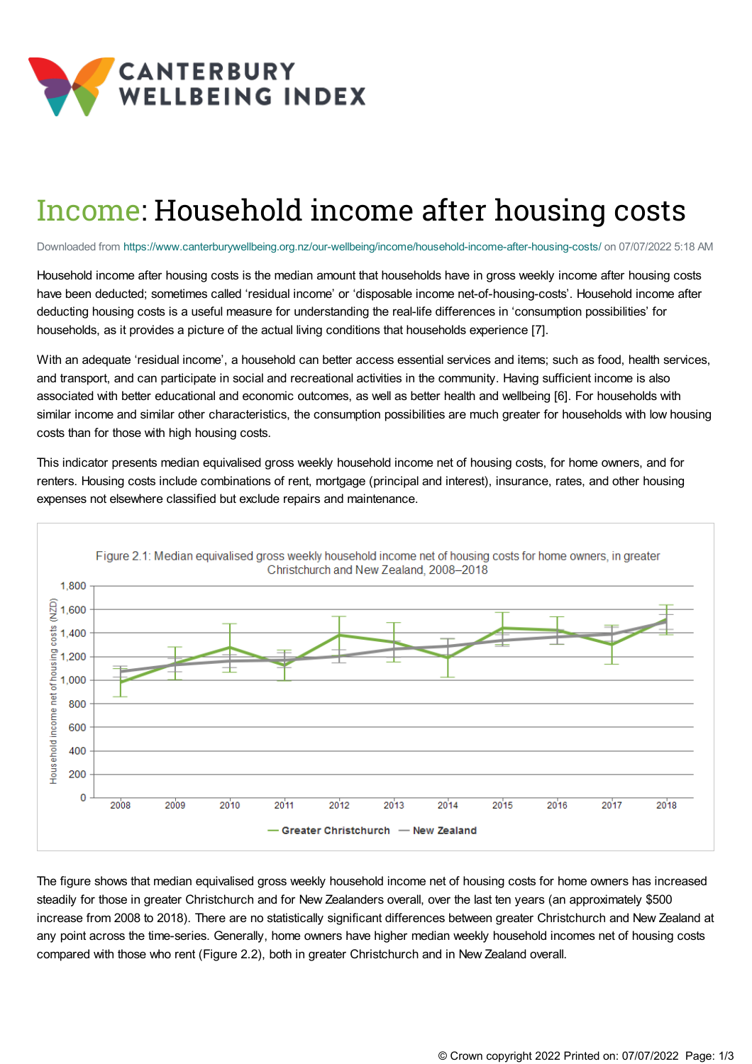# Income: Household income after housing costs

Downloaded from https://www.canterburywellbeing.org.nz/our-wellbeing/income/household-income-after-housing-costs/ on 07/07/2022 5:18 AM

Household income after housing costs is the median amount that households have in gross weekly income after housing costs have been deducted; sometimes called 'residual income' or 'disposable income net-of-housing-costs'. Household income after deducting housing costs is a useful measure for understanding the real-life differences in 'consumption possibilities' for households, as it provides a picture of the actual living conditions that households experience [7].

With an adequate 'residual income', a household can better access essential services and items; such as food, health services, and transport, and can participate in social and recreational activities in the community. Having sufficient income is also associated with better educational and economic outcomes, as well as better health and wellbeing [6]. For households with similar income and similar other characteristics, the consumption possibilities are much greater for households with low housing costs than for those with high housing costs.

This indicator presents median equivalised gross weekly household income net of housing costs, for home owners, and for renters. Housing costs include combinations of rent, mortgage (principal and interest), insurance, rates, and other housing expenses not elsewhere classified but exclude repairs and maintenance.

Figure 2.1: Median equivalised gross weekly household income net of housing costs for home owners, in greater Christchurch and New Zealand, 2008–2018

The figure shows that median equivalised gross weekly household income net of housing costs for home owners has increased steadily for those in greater Christchurch and for New Zealanders overall, over the last ten years (an approximately $500 increase from 2008 to 2018). There are no statistically significant differences between greater Christchurch and New Zealand at any point across the time-series. Generally, home owners have higher median weekly household incomes net of housing costs compared with those who rent (Figure 2.2), both in greater Christchurch and in New Zealand overall.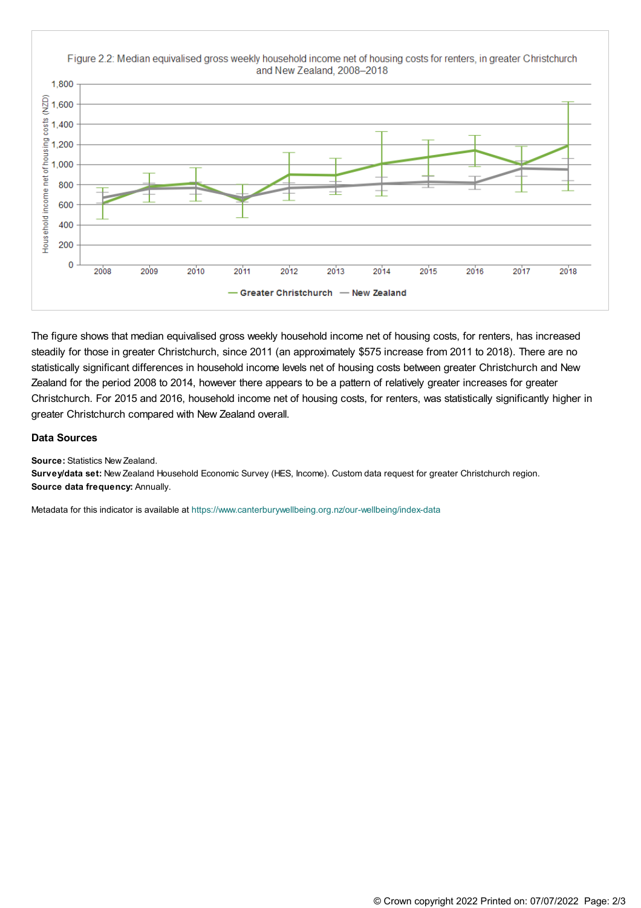Figure 2.2: Median equivalised gross weekly household income net of housing costs for renters, in greater Christchurch and New Zealand, 2008–2018

The figure shows that median equivalised gross weekly household income net of housing costs, for renters, has increased steadily for those in greater Christchurch, since 2011 (an approximately $575 increase from 2011 to 2018). There are no statistically significant differences in household income levels net of housing costs between greater Christchurch and New Zealand for the period 2008 to 2014, however there appears to be a pattern of relatively greater increases for greater Christchurch. For 2015 and 2016, household income net of housing costs, for renters, was statistically significantly higher in greater Christchurch compared with New Zealand overall.

### Data Sources

**Source:** Statistics New Zealand.
**Survey/data set:** New Zealand Household Economic Survey (HES, Income). Custom data request for greater Christchurch region.
**Source data frequency:** Annually.

Metadata for this indicator is available at https://www.canterburywellbeing.org.nz/our-wellbeing/index-data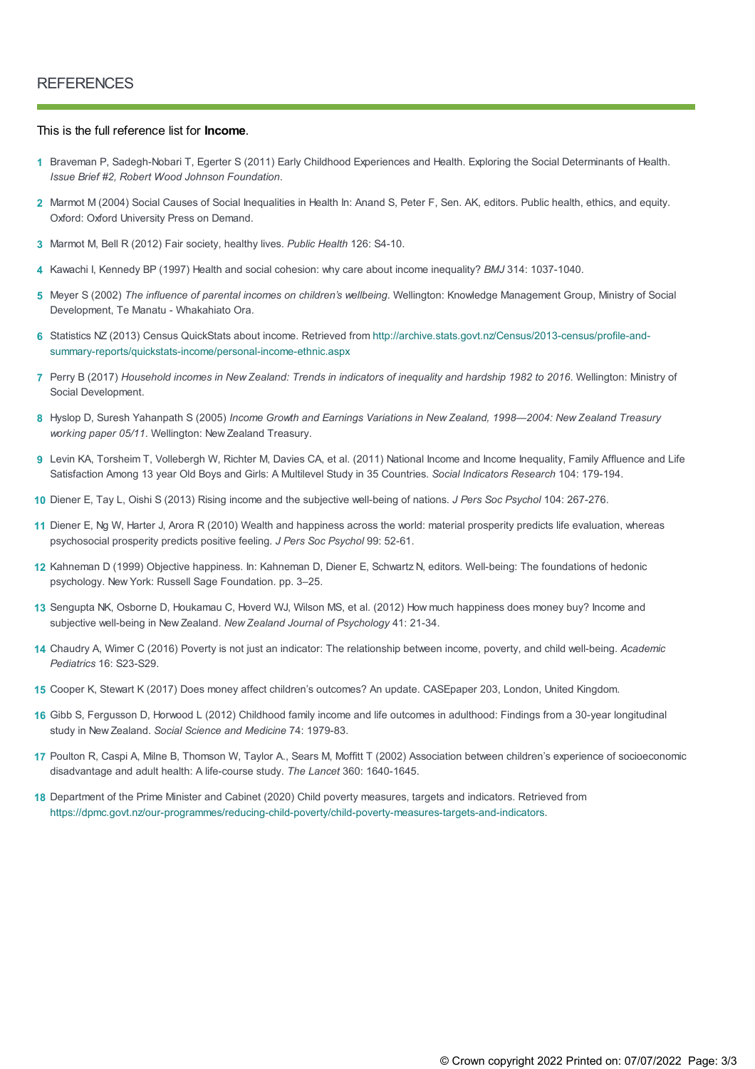## REFERENCES

This is the full reference list for **Income**.

1. Braveman P, Sadegh-Nobari T, Egerter S (2011) Early Childhood Experiences and Health. Exploring the Social Determinants of Health. *Issue Brief #2, Robert Wood Johnson Foundation*.
2. Marmot M (2004) Social Causes of Social Inequalities in Health In: Anand S, Peter F, Sen. AK, editors. Public health, ethics, and equity. Oxford: Oxford University Press on Demand.
3. Marmot M, Bell R (2012) Fair society, healthy lives. *Public Health* 126: S4-10.
4. Kawachi I, Kennedy BP (1997) Health and social cohesion: why care about income inequality? *BMJ* 314: 1037-1040.
5. Meyer S (2002) *The influence of parental incomes on children's wellbeing*. Wellington: Knowledge Management Group, Ministry of Social Development, Te Manatu - Whakahiato Ora.
6. Statistics NZ (2013) Census QuickStats about income. Retrieved from http://archive.stats.govt.nz/Census/2013-census/profile-and-summary-reports/quickstats-income/personal-income-ethnic.aspx
7. Perry B (2017) *Household incomes in New Zealand: Trends in indicators of inequality and hardship 1982 to 2016*. Wellington: Ministry of Social Development.
8. Hyslop D, Suresh Yahanpath S (2005) *Income Growth and Earnings Variations in New Zealand, 1998—2004: New Zealand Treasury working paper 05/11*. Wellington: New Zealand Treasury.
9. Levin KA, Torsheim T, Vollebergh W, Richter M, Davies CA, et al. (2011) National Income and Income Inequality, Family Affluence and Life Satisfaction Among 13 year Old Boys and Girls: A Multilevel Study in 35 Countries. *Social Indicators Research* 104: 179-194.
10. Diener E, Tay L, Oishi S (2013) Rising income and the subjective well-being of nations. *J Pers Soc Psychol* 104: 267-276.
11. Diener E, Ng W, Harter J, Arora R (2010) Wealth and happiness across the world: material prosperity predicts life evaluation, whereas psychosocial prosperity predicts positive feeling. *J Pers Soc Psychol* 99: 52-61.
12. Kahneman D (1999) Objective happiness. In: Kahneman D, Diener E, Schwartz N, editors. Well-being: The foundations of hedonic psychology. New York: Russell Sage Foundation. pp. 3–25.
13. Sengupta NK, Osborne D, Houkamau C, Hoverd WJ, Wilson MS, et al. (2012) How much happiness does money buy? Income and subjective well-being in New Zealand. *New Zealand Journal of Psychology* 41: 21-34.
14. Chaudry A, Wimer C (2016) Poverty is not just an indicator: The relationship between income, poverty, and child well-being. *Academic Pediatrics* 16: S23-S29.
15. Cooper K, Stewart K (2017) Does money affect children's outcomes? An update. CASEpaper 203, London, United Kingdom.
16. Gibb S, Fergusson D, Horwood L (2012) Childhood family income and life outcomes in adulthood: Findings from a 30-year longitudinal study in New Zealand. *Social Science and Medicine* 74: 1979-83.
17. Poulton R, Caspi A, Milne B, Thomson W, Taylor A., Sears M, Moffitt T (2002) Association between children's experience of socioeconomic disadvantage and adult health: A life-course study. *The Lancet* 360: 1640-1645.
18. Department of the Prime Minister and Cabinet (2020) Child poverty measures, targets and indicators. Retrieved from https://dpmc.govt.nz/our-programmes/reducing-child-poverty/child-poverty-measures-targets-and-indicators.